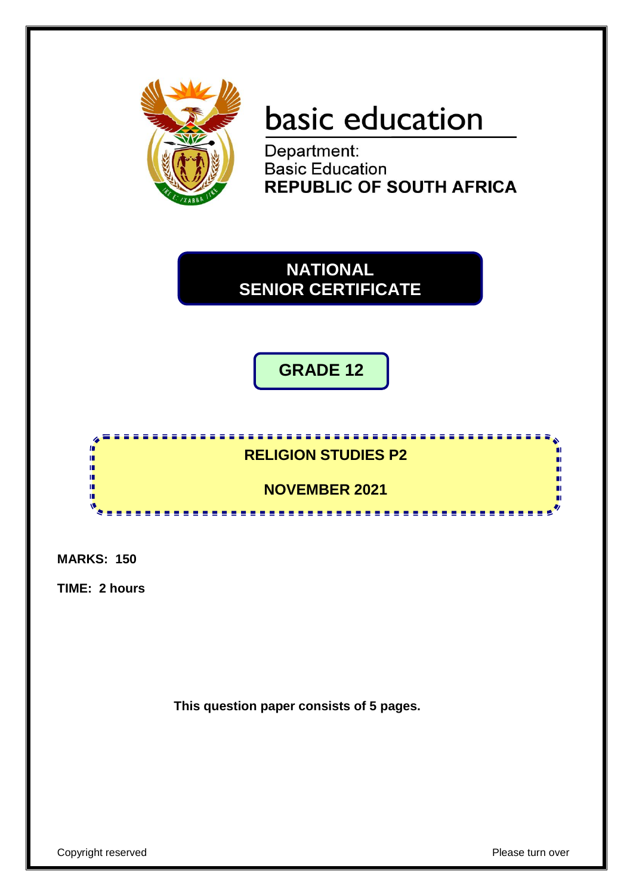basic education

Department:
Basic Education
**REPUBLIC OF SOUTH AFRICA**

# NATIONAL SENIOR CERTIFICATE

## GRADE 12

## RELIGION STUDIES P2

## NOVEMBER 2021

**MARKS: 150**

**TIME: 2 hours**

**This question paper consists of 5 pages.**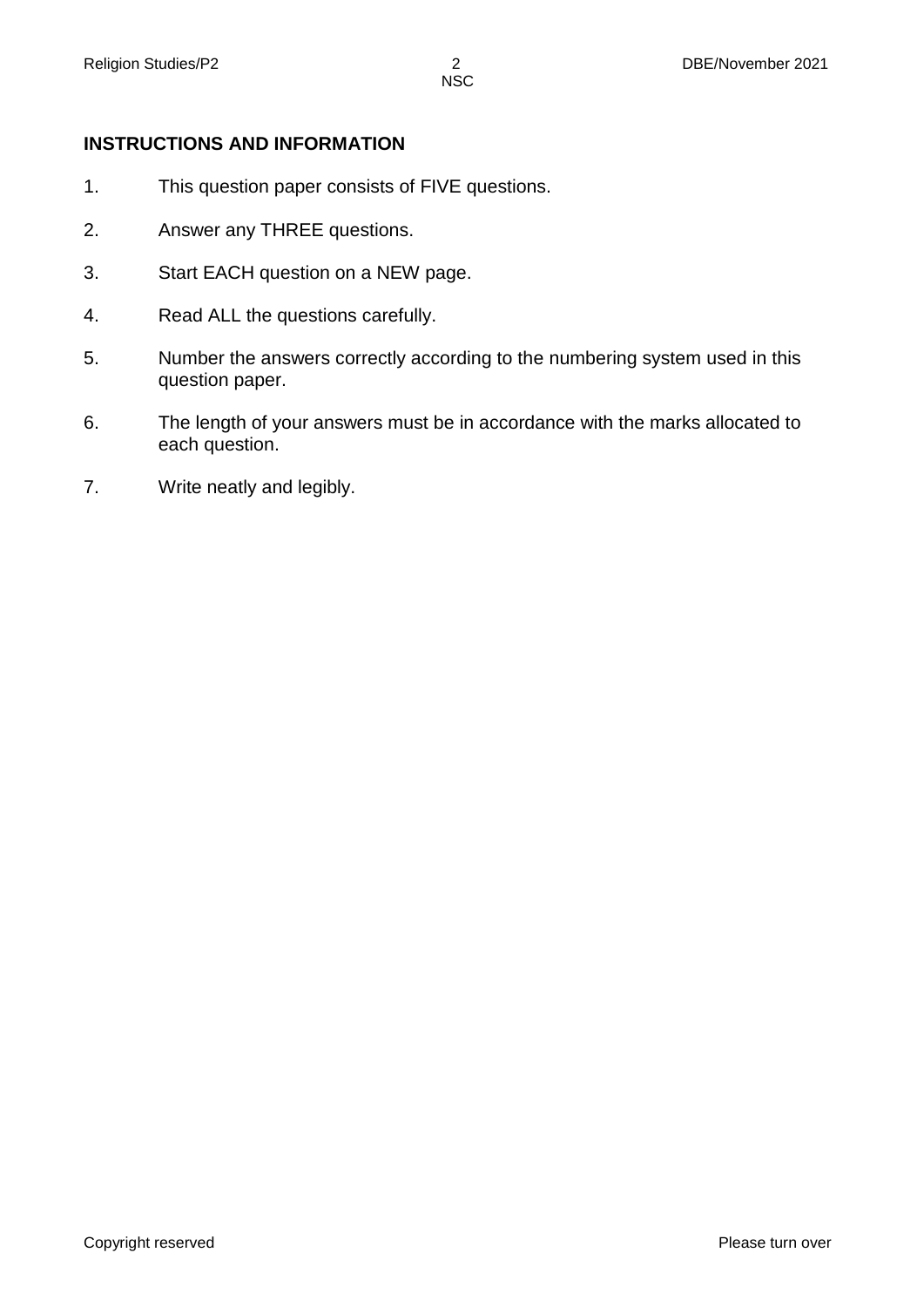## INSTRUCTIONS AND INFORMATION

1. This question paper consists of FIVE questions.
2. Answer any THREE questions.
3. Start EACH question on a NEW page.
4. Read ALL the questions carefully.
5. Number the answers correctly according to the numbering system used in this question paper.
6. The length of your answers must be in accordance with the marks allocated to each question.
7. Write neatly and legibly.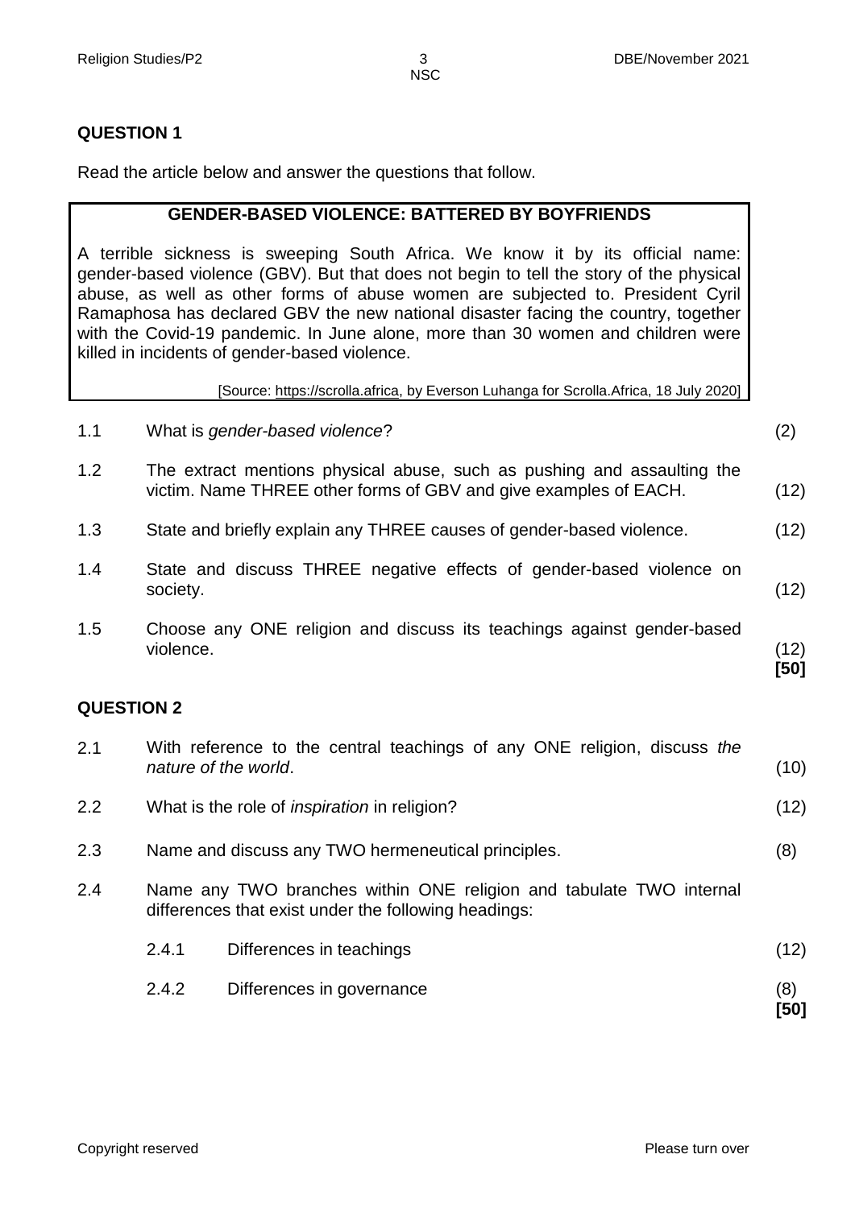## QUESTION 1

Read the article below and answer the questions that follow.

> **GENDER-BASED VIOLENCE: BATTERED BY BOYFRIENDS**
>
> A terrible sickness is sweeping South Africa. We know it by its official name: gender-based violence (GBV). But that does not begin to tell the story of the physical abuse, as well as other forms of abuse women are subjected to. President Cyril Ramaphosa has declared GBV the new national disaster facing the country, together with the Covid-19 pandemic. In June alone, more than 30 women and children were killed in incidents of gender-based violence.
>
> [Source: https://scrolla.africa, by Everson Luhanga for Scrolla.Africa, 18 July 2020]

1.1 What is *gender-based violence*? (2)

1.2 The extract mentions physical abuse, such as pushing and assaulting the victim. Name THREE other forms of GBV and give examples of EACH. (12)

1.3 State and briefly explain any THREE causes of gender-based violence. (12)

1.4 State and discuss THREE negative effects of gender-based violence on society. (12)

1.5 Choose any ONE religion and discuss its teachings against gender-based violence. (12)
**[50]**

## QUESTION 2

2.1 With reference to the central teachings of any ONE religion, discuss *the nature of the world*. (10)

2.2 What is the role of *inspiration* in religion? (12)

2.3 Name and discuss any TWO hermeneutical principles. (8)

2.4 Name any TWO branches within ONE religion and tabulate TWO internal differences that exist under the following headings:

- 2.4.1 Differences in teachings (12)
- 2.4.2 Differences in governance (8)

**[50]**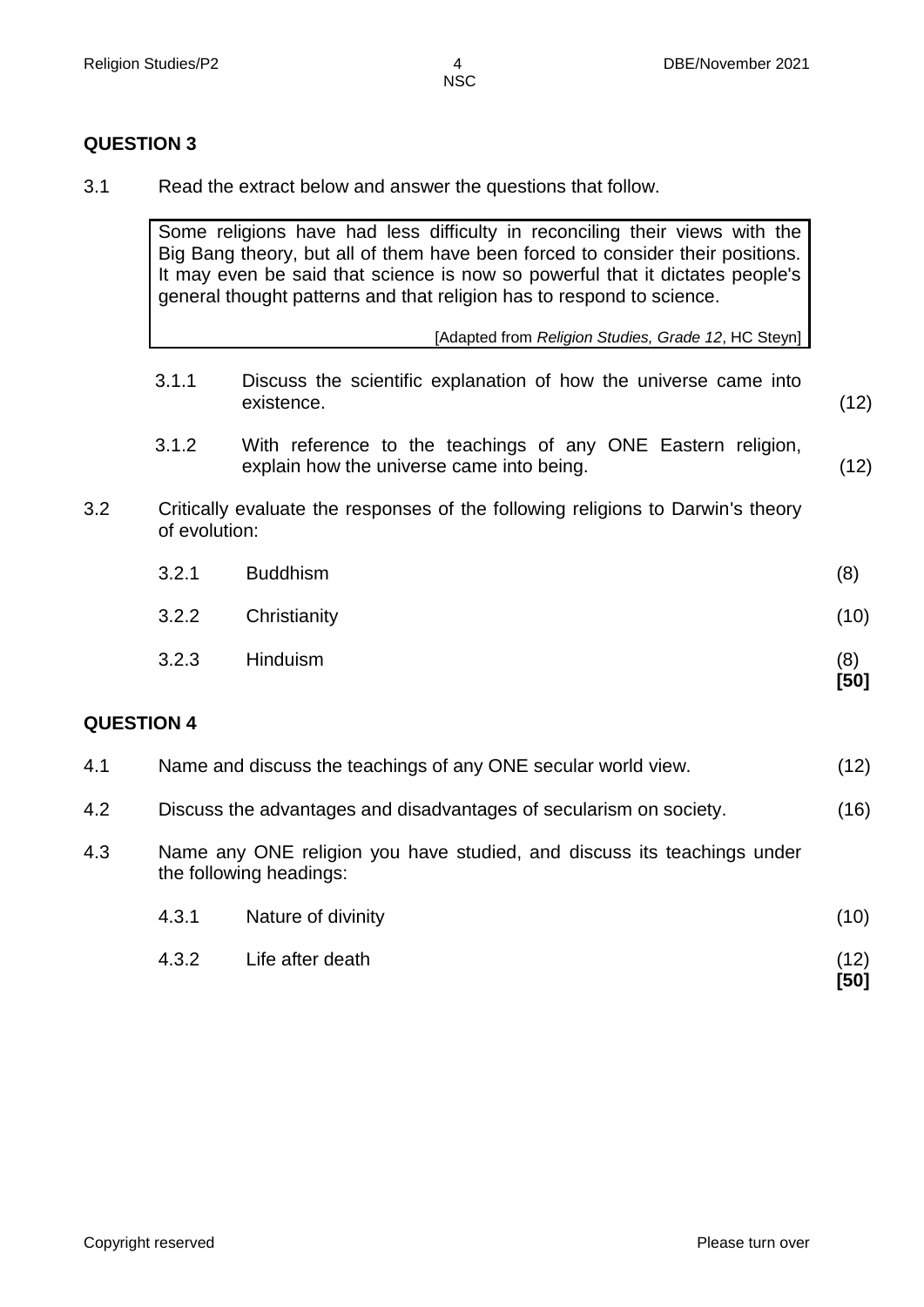## QUESTION 3

3.1 Read the extract below and answer the questions that follow.

> Some religions have had less difficulty in reconciling their views with the Big Bang theory, but all of them have been forced to consider their positions. It may even be said that science is now so powerful that it dictates people's general thought patterns and that religion has to respond to science.
>
> [Adapted from *Religion Studies, Grade 12*, HC Steyn]

3.1.1 Discuss the scientific explanation of how the universe came into existence. (12)

3.1.2 With reference to the teachings of any ONE Eastern religion, explain how the universe came into being. (12)

3.2 Critically evaluate the responses of the following religions to Darwin's theory of evolution:

3.2.1 Buddhism (8)

3.2.2 Christianity (10)

3.2.3 Hinduism (8)

**[50]**

## QUESTION 4

4.1 Name and discuss the teachings of any ONE secular world view. (12)

4.2 Discuss the advantages and disadvantages of secularism on society. (16)

4.3 Name any ONE religion you have studied, and discuss its teachings under the following headings:

4.3.1 Nature of divinity (10)

4.3.2 Life after death (12)

**[50]**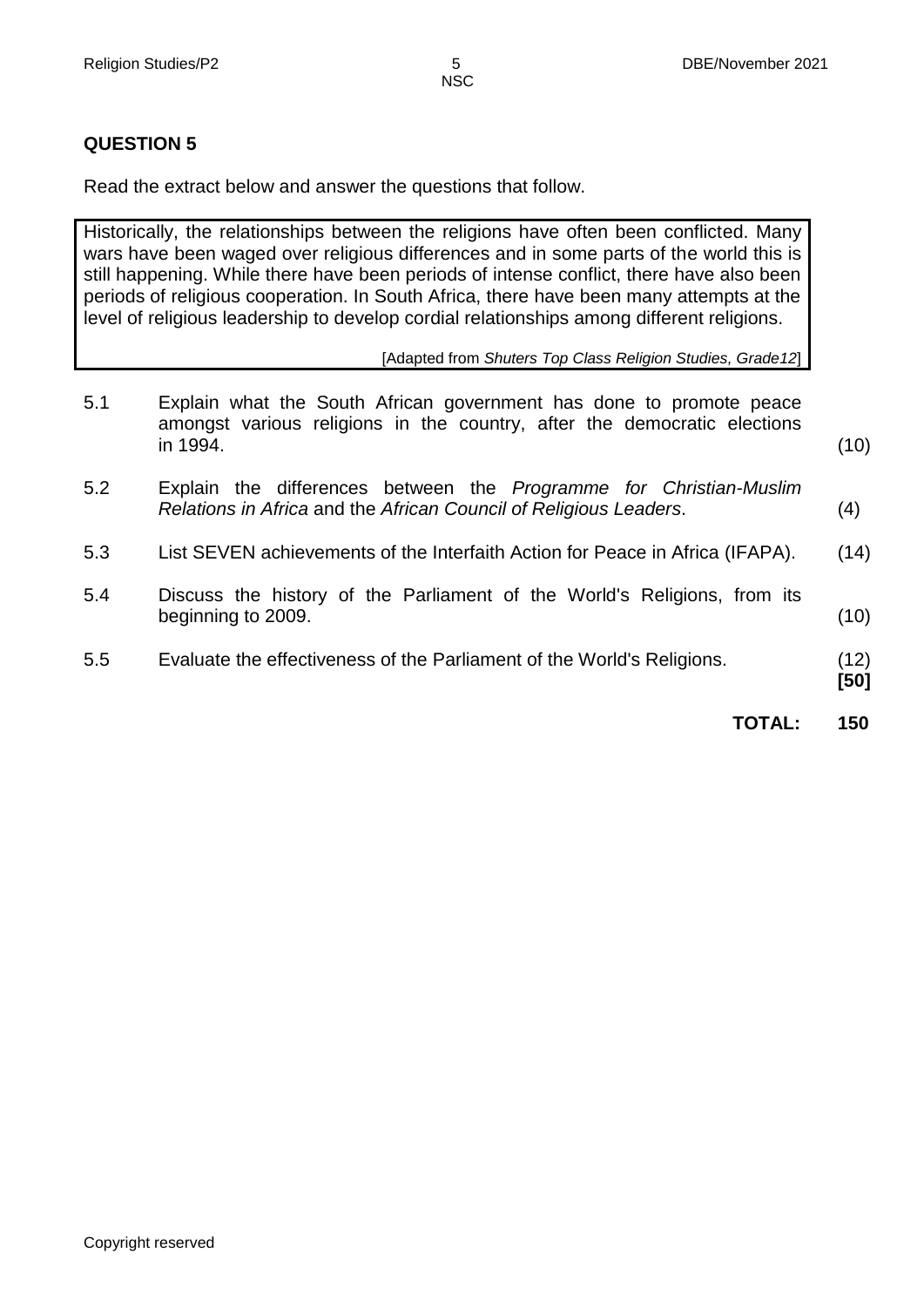## QUESTION 5

Read the extract below and answer the questions that follow.

> Historically, the relationships between the religions have often been conflicted. Many wars have been waged over religious differences and in some parts of the world this is still happening. While there have been periods of intense conflict, there have also been periods of religious cooperation. In South Africa, there have been many attempts at the level of religious leadership to develop cordial relationships among different religions.
>
> [Adapted from *Shuters Top Class Religion Studies, Grade12*]

5.1 Explain what the South African government has done to promote peace amongst various religions in the country, after the democratic elections in 1994. (10)

5.2 Explain the differences between the *Programme for Christian-Muslim Relations in Africa* and the *African Council of Religious Leaders*. (4)

5.3 List SEVEN achievements of the Interfaith Action for Peace in Africa (IFAPA). (14)

5.4 Discuss the history of the Parliament of the World's Religions, from its beginning to 2009. (10)

5.5 Evaluate the effectiveness of the Parliament of the World's Religions. (12)
**[50]**

**TOTAL: 150**